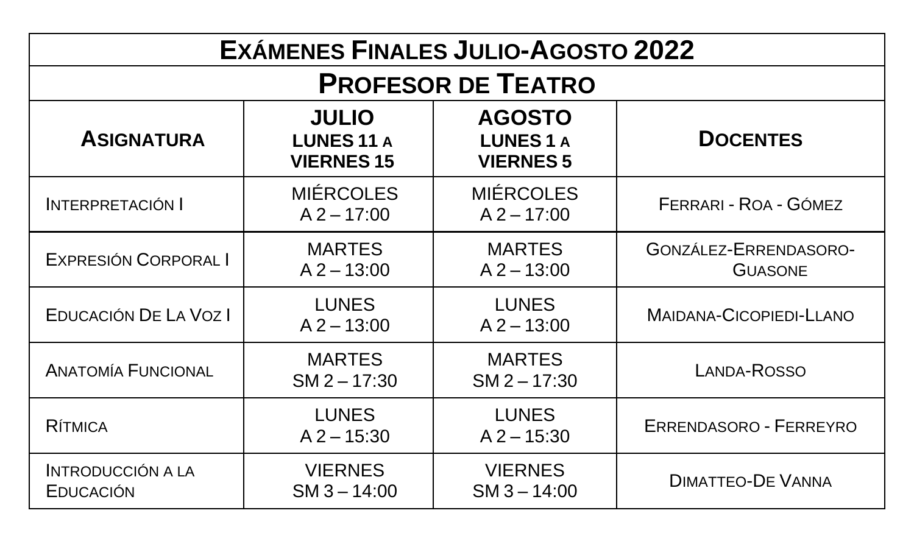# Exámenes Finales Julio-Agosto 2022

## Profesor de Teatro

| Asignatura | JULIO<br>Lunes 11 a Viernes 15 | AGOSTO<br>Lunes 1 a Viernes 5 | Docentes |
|---|---|---|---|
| Interpretación I | MIÉRCOLES<br>A 2 – 17:00 | MIÉRCOLES<br>A 2 – 17:00 | Ferrari - Roa - Gómez |
| Expresión Corporal I | MARTES<br>A 2 – 13:00 | MARTES<br>A 2 – 13:00 | González-Errendasoro-Guasone |
| Educación De La Voz I | LUNES<br>A 2 – 13:00 | LUNES<br>A 2 – 13:00 | Maidana-Cicopiedi-Llano |
| Anatomía Funcional | MARTES<br>SM 2 – 17:30 | MARTES<br>SM 2 – 17:30 | Landa-Rosso |
| Rítmica | LUNES<br>A 2 – 15:30 | LUNES<br>A 2 – 15:30 | Errendasoro - Ferreyro |
| Introducción a la Educación | VIERNES<br>SM 3 – 14:00 | VIERNES<br>SM 3 – 14:00 | Dimatteo-De Vanna |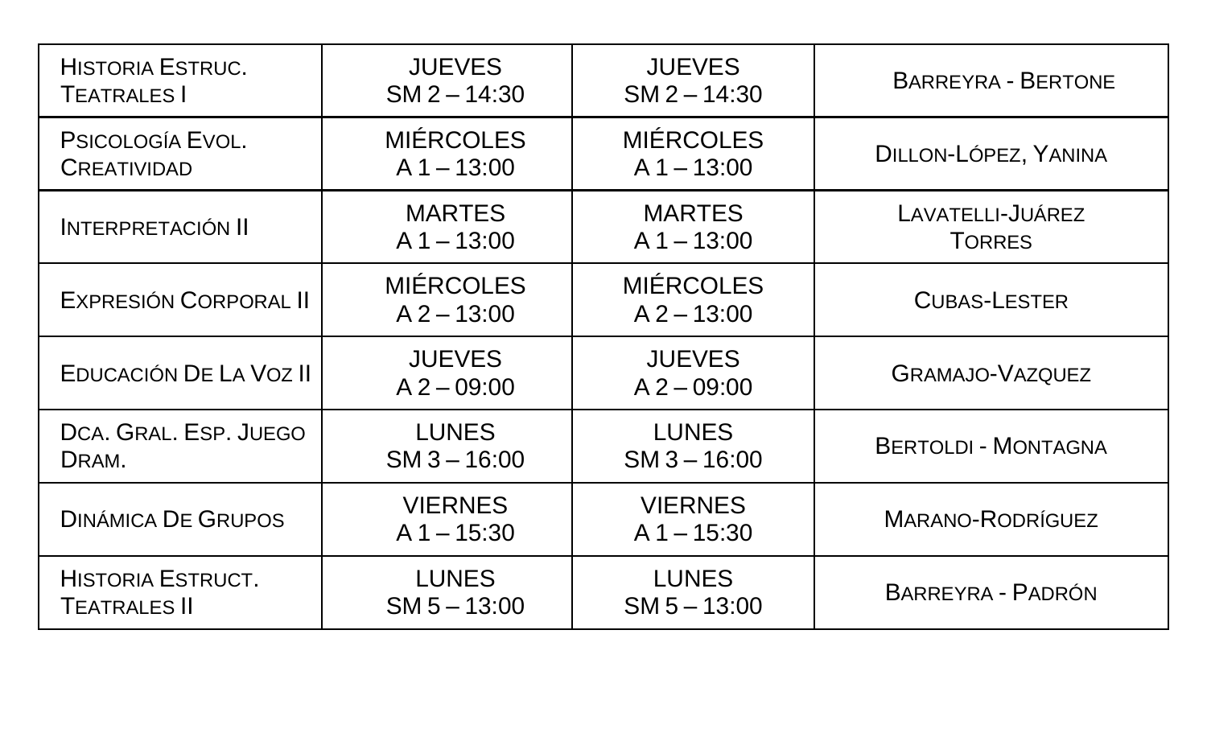| | | | |
|---|---|---|---|
| Historia Estruc. Teatrales I | JUEVES SM 2 – 14:30 | JUEVES SM 2 – 14:30 | Barreyra - Bertone |
| Psicología Evol. Creatividad | MIÉRCOLES A 1 – 13:00 | MIÉRCOLES A 1 – 13:00 | Dillon-López, Yanina |
| Interpretación II | MARTES A 1 – 13:00 | MARTES A 1 – 13:00 | Lavatelli-Juárez Torres |
| Expresión Corporal II | MIÉRCOLES A 2 – 13:00 | MIÉRCOLES A 2 – 13:00 | Cubas-Lester |
| Educación De La Voz II | JUEVES A 2 – 09:00 | JUEVES A 2 – 09:00 | Gramajo-Vazquez |
| Dca. Gral. Esp. Juego Dram. | LUNES SM 3 – 16:00 | LUNES SM 3 – 16:00 | Bertoldi - Montagna |
| Dinámica De Grupos | VIERNES A 1 – 15:30 | VIERNES A 1 – 15:30 | Marano-Rodríguez |
| Historia Estruct. Teatrales II | LUNES SM 5 – 13:00 | LUNES SM 5 – 13:00 | Barreyra - Padrón |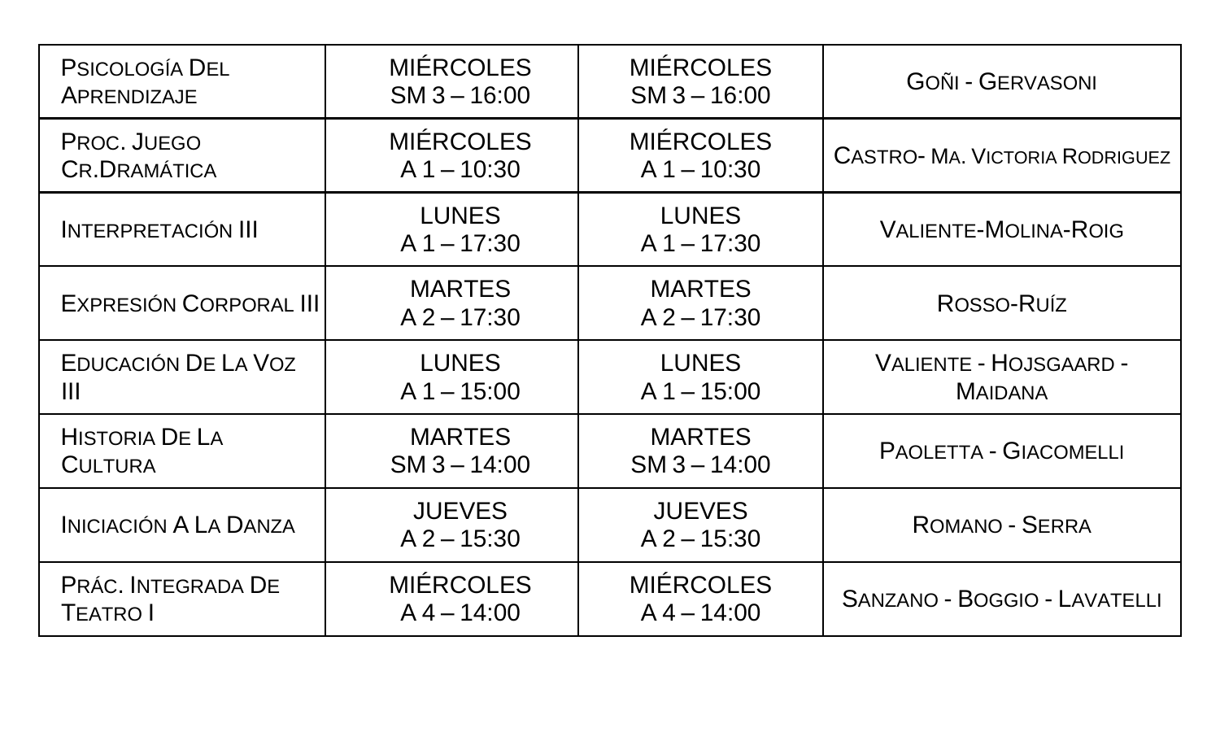| | | | |
|---|---|---|---|
| Psicología Del Aprendizaje | MIÉRCOLES SM 3 – 16:00 | MIÉRCOLES SM 3 – 16:00 | Goñi - Gervasoni |
| Proc. Juego Cr.Dramática | MIÉRCOLES A 1 – 10:30 | MIÉRCOLES A 1 – 10:30 | Castro- Ma. Victoria Rodriguez |
| Interpretación III | LUNES A 1 – 17:30 | LUNES A 1 – 17:30 | Valiente-Molina-Roig |
| Expresión Corporal III | MARTES A 2 – 17:30 | MARTES A 2 – 17:30 | Rosso-Ruíz |
| Educación De La Voz III | LUNES A 1 – 15:00 | LUNES A 1 – 15:00 | Valiente - Hojsgaard - Maidana |
| Historia De La Cultura | MARTES SM 3 – 14:00 | MARTES SM 3 – 14:00 | Paoletta - Giacomelli |
| Iniciación A La Danza | JUEVES A 2 – 15:30 | JUEVES A 2 – 15:30 | Romano - Serra |
| Prác. Integrada De Teatro I | MIÉRCOLES A 4 – 14:00 | MIÉRCOLES A 4 – 14:00 | Sanzano - Boggio - Lavatelli |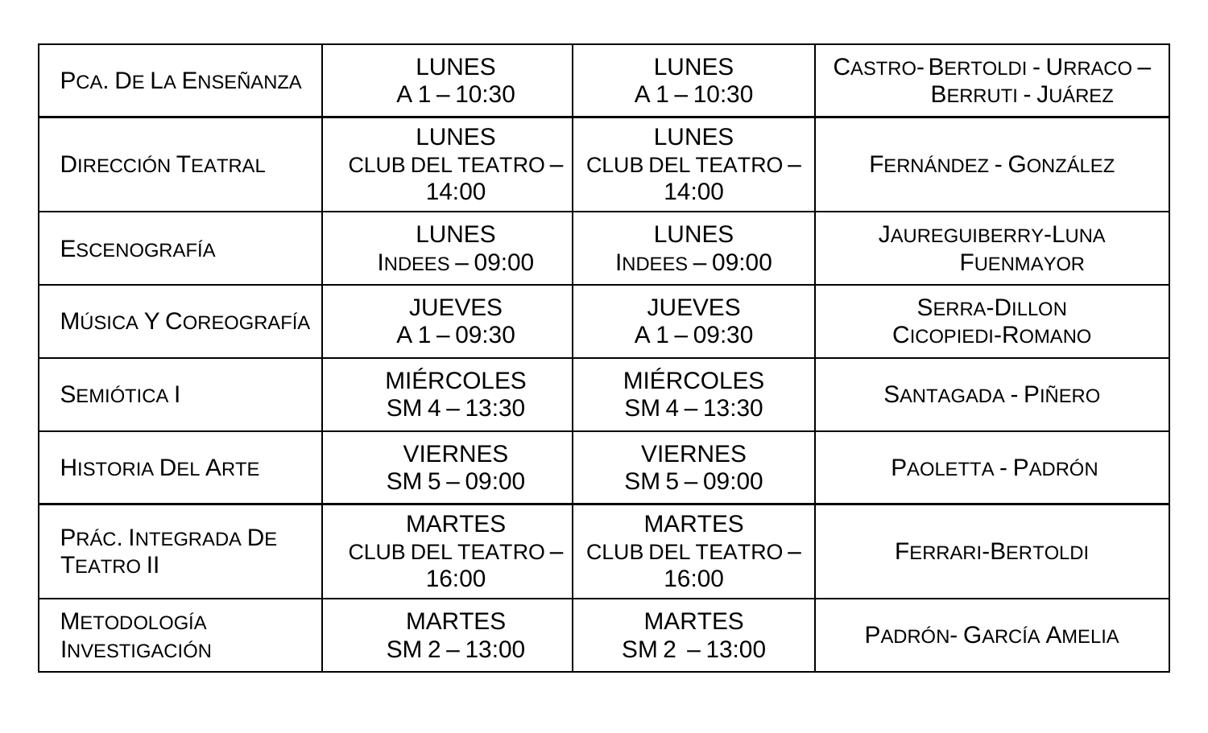| | | | |
|---|---|---|---|
| Pca. De La Enseñanza | LUNES A 1 – 10:30 | LUNES A 1 – 10:30 | Castro- Bertoldi - Urraco – Berruti - Juárez |
| Dirección Teatral | LUNES CLUB DEL TEATRO – 14:00 | LUNES CLUB DEL TEATRO – 14:00 | Fernández - González |
| Escenografía | LUNES Indees – 09:00 | LUNES Indees – 09:00 | Jaureguiberry-Luna Fuenmayor |
| Música Y Coreografía | JUEVES A 1 – 09:30 | JUEVES A 1 – 09:30 | Serra-Dillon Cicopiedi-Romano |
| Semiótica I | MIÉRCOLES SM 4 – 13:30 | MIÉRCOLES SM 4 – 13:30 | Santagada - Piñero |
| Historia Del Arte | VIERNES SM 5 – 09:00 | VIERNES SM 5 – 09:00 | Paoletta - Padrón |
| Prác. Integrada De Teatro II | MARTES CLUB DEL TEATRO – 16:00 | MARTES CLUB DEL TEATRO – 16:00 | Ferrari-Bertoldi |
| Metodología Investigación | MARTES SM 2 – 13:00 | MARTES SM 2 – 13:00 | Padrón- García Amelia |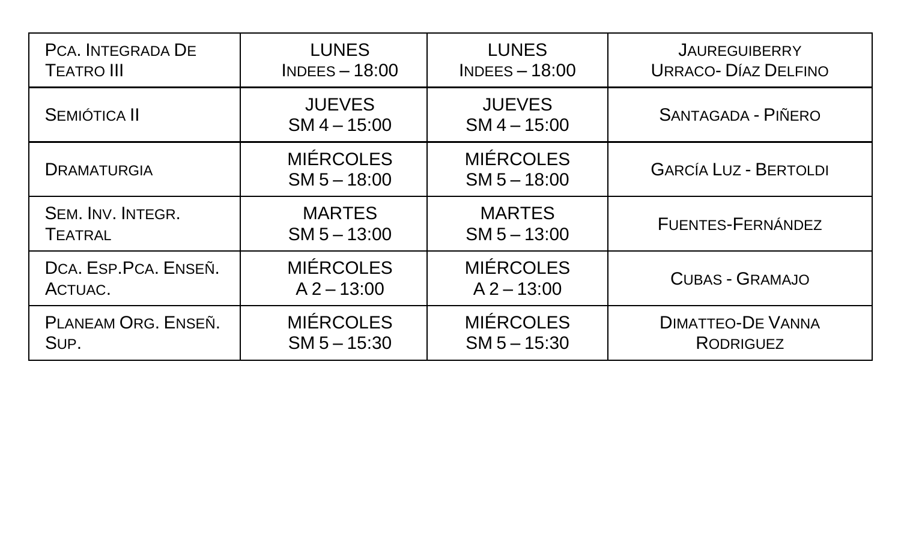| | | | |
|---|---|---|---|
| Pca. Integrada De Teatro III | LUNES Indees – 18:00 | LUNES Indees – 18:00 | Jaureguiberry Urraco- Díaz Delfino |
| Semiótica II | JUEVES SM 4 – 15:00 | JUEVES SM 4 – 15:00 | Santagada - Piñero |
| Dramaturgia | MIÉRCOLES SM 5 – 18:00 | MIÉRCOLES SM 5 – 18:00 | García Luz - Bertoldi |
| Sem. Inv. Integr. Teatral | MARTES SM 5 – 13:00 | MARTES SM 5 – 13:00 | Fuentes-Fernández |
| Dca. Esp.Pca. Enseñ. Actuac. | MIÉRCOLES A 2 – 13:00 | MIÉRCOLES A 2 – 13:00 | Cubas - Gramajo |
| Planeam Org. Enseñ. Sup. | MIÉRCOLES SM 5 – 15:30 | MIÉRCOLES SM 5 – 15:30 | Dimatteo-De Vanna Rodriguez |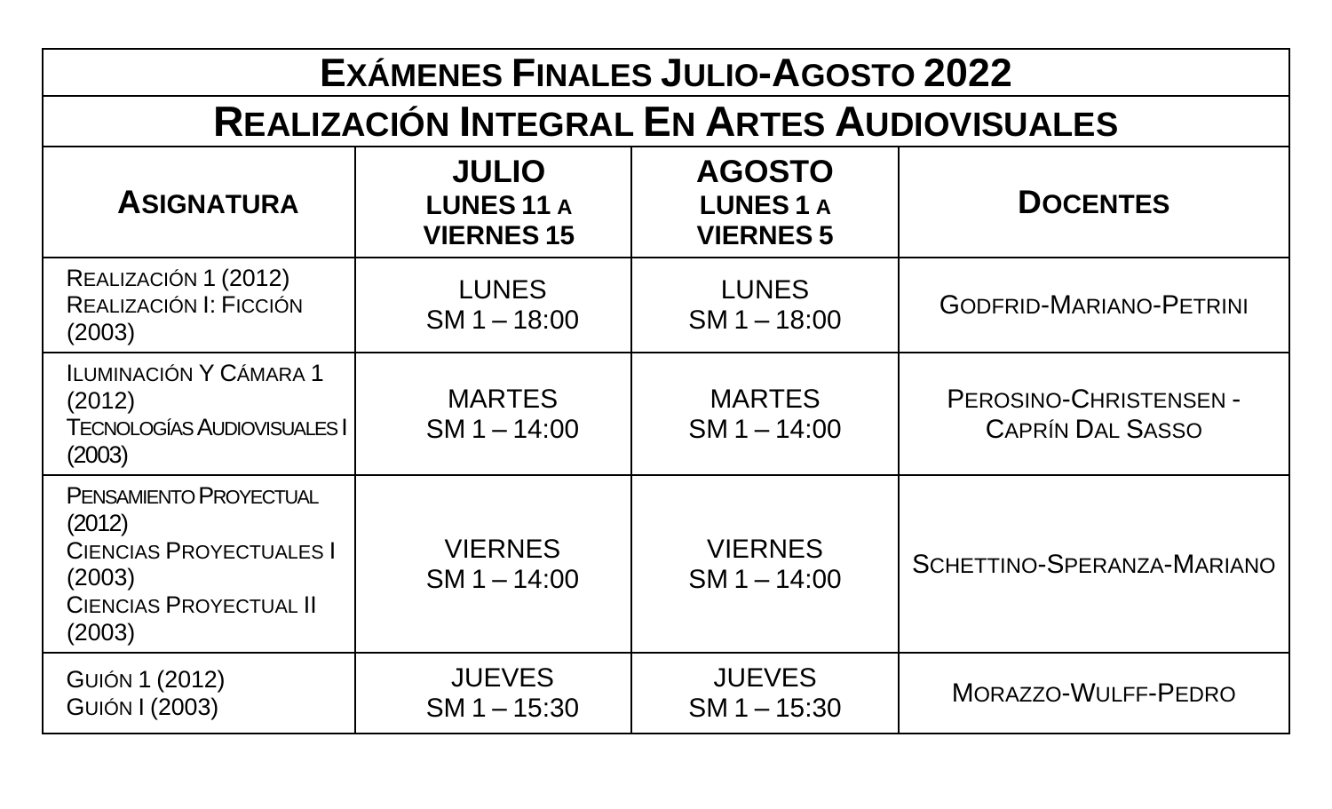# Exámenes Finales Julio-Agosto 2022

## Realización Integral En Artes Audiovisuales

| Asignatura | Julio<br>Lunes 11 a Viernes 15 | Agosto<br>Lunes 1 a Viernes 5 | Docentes |
|---|---|---|---|
| Realización 1 (2012)<br>Realización I: Ficción (2003) | LUNES<br>SM 1 – 18:00 | LUNES<br>SM 1 – 18:00 | Godfrid-Mariano-Petrini |
| Iluminación Y Cámara 1 (2012)<br>Tecnologías Audiovisuales I (2003) | MARTES<br>SM 1 – 14:00 | MARTES<br>SM 1 – 14:00 | Perosino-Christensen - Caprín Dal Sasso |
| Pensamiento Proyectual (2012)<br>Ciencias Proyectuales I (2003)<br>Ciencias Proyectual II (2003) | VIERNES<br>SM 1 – 14:00 | VIERNES<br>SM 1 – 14:00 | Schettino-Speranza-Mariano |
| Guión 1 (2012)<br>Guión I (2003) | JUEVES<br>SM 1 – 15:30 | JUEVES<br>SM 1 – 15:30 | Morazzo-Wulff-Pedro |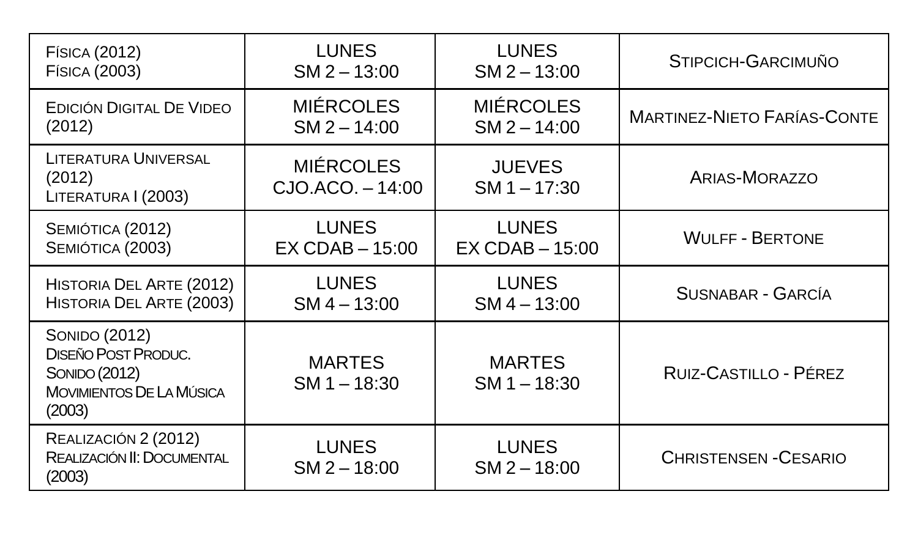| | | | |
|---|---|---|---|
| Física (2012)<br>Física (2003) | LUNES<br>SM 2 – 13:00 | LUNES<br>SM 2 – 13:00 | Stipcich-Garcimuño |
| Edición Digital De Video (2012) | MIÉRCOLES<br>SM 2 – 14:00 | MIÉRCOLES<br>SM 2 – 14:00 | Martinez-Nieto Farías-Conte |
| Literatura Universal (2012)<br>Literatura I (2003) | MIÉRCOLES<br>CJO.ACO. – 14:00 | JUEVES<br>SM 1 – 17:30 | Arias-Morazzo |
| Semiótica (2012)<br>Semiótica (2003) | LUNES<br>EX CDAB – 15:00 | LUNES<br>EX CDAB – 15:00 | Wulff - Bertone |
| Historia Del Arte (2012)<br>Historia Del Arte (2003) | LUNES<br>SM 4 – 13:00 | LUNES<br>SM 4 – 13:00 | Susnabar - García |
| Sonido (2012)<br>Diseño Post Produc. Sonido (2012)<br>Movimientos De La Música (2003) | MARTES<br>SM 1 – 18:30 | MARTES<br>SM 1 – 18:30 | Ruiz-Castillo - Pérez |
| Realización 2 (2012)<br>Realización II: Documental (2003) | LUNES<br>SM 2 – 18:00 | LUNES<br>SM 2 – 18:00 | Christensen -Cesario |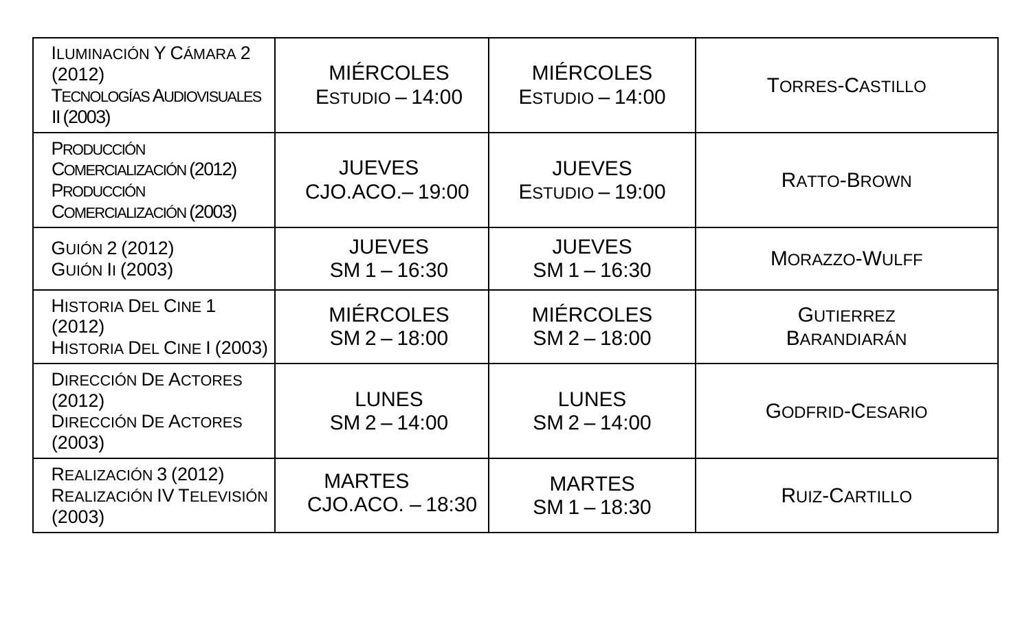| | | | |
|---|---|---|---|
| Iluminación Y Cámara 2 (2012)<br>Tecnologías Audiovisuales II (2003) | MIÉRCOLES<br>Estudio – 14:00 | MIÉRCOLES<br>Estudio – 14:00 | Torres-Castillo |
| Producción Comercialización (2012)<br>Producción Comercialización (2003) | JUEVES<br>CJO.ACO.– 19:00 | JUEVES<br>Estudio – 19:00 | Ratto-Brown |
| Guión 2 (2012)<br>Guión Ii (2003) | JUEVES<br>SM 1 – 16:30 | JUEVES<br>SM 1 – 16:30 | Morazzo-Wulff |
| Historia Del Cine 1 (2012)<br>Historia Del Cine I (2003) | MIÉRCOLES<br>SM 2 – 18:00 | MIÉRCOLES<br>SM 2 – 18:00 | Gutierrez Barandiarán |
| Dirección De Actores (2012)<br>Dirección De Actores (2003) | LUNES<br>SM 2 – 14:00 | LUNES<br>SM 2 – 14:00 | Godfrid-Cesario |
| Realización 3 (2012)<br>Realización IV Televisión (2003) | MARTES<br>CJO.ACO. – 18:30 | MARTES<br>SM 1 – 18:30 | Ruiz-Cartillo |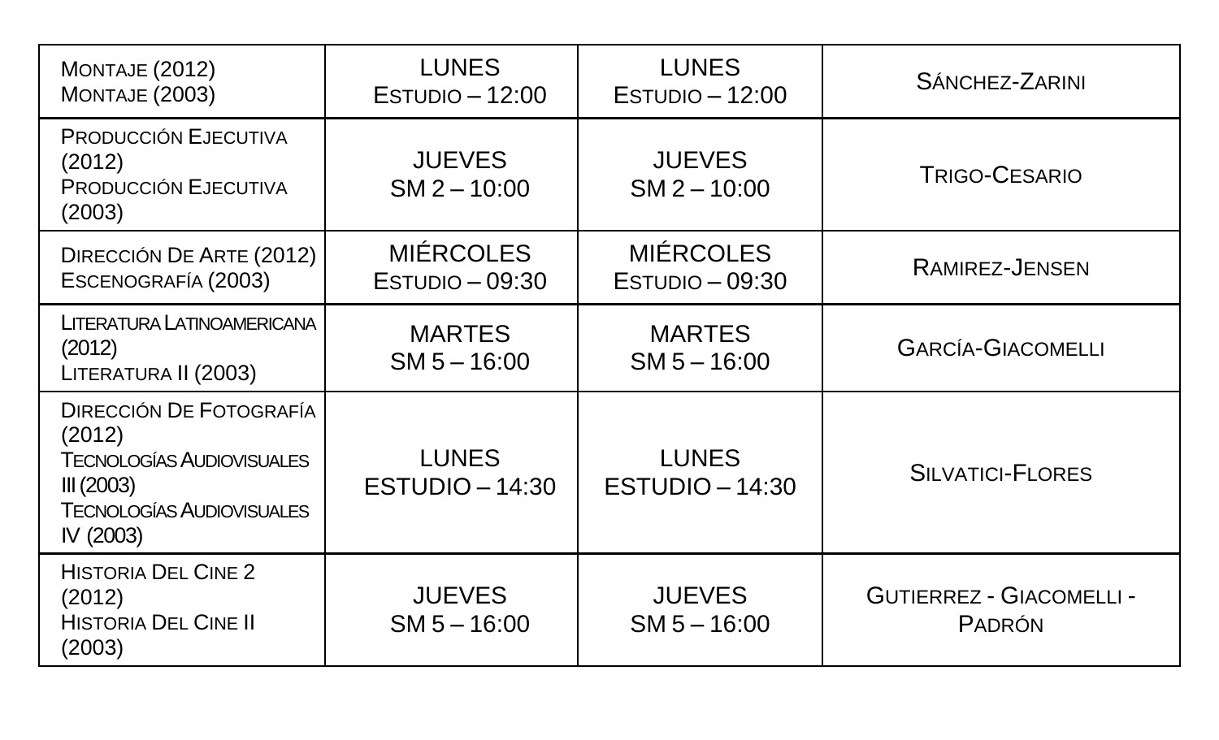| | | | |
|---|---|---|---|
| Montaje (2012)<br>Montaje (2003) | LUNES<br>Estudio – 12:00 | LUNES<br>Estudio – 12:00 | Sánchez-Zarini |
| Producción Ejecutiva (2012)<br>Producción Ejecutiva (2003) | JUEVES<br>SM 2 – 10:00 | JUEVES<br>SM 2 – 10:00 | Trigo-Cesario |
| Dirección De Arte (2012)<br>Escenografía (2003) | MIÉRCOLES<br>Estudio – 09:30 | MIÉRCOLES<br>Estudio – 09:30 | Ramirez-Jensen |
| Literatura Latinoamericana (2012)<br>Literatura II (2003) | MARTES<br>SM 5 – 16:00 | MARTES<br>SM 5 – 16:00 | García-Giacomelli |
| Dirección De Fotografía (2012)<br>Tecnologías Audiovisuales III (2003)<br>Tecnologías Audiovisuales IV (2003) | LUNES<br>ESTUDIO – 14:30 | LUNES<br>ESTUDIO – 14:30 | Silvatici-Flores |
| Historia Del Cine 2 (2012)<br>Historia Del Cine II (2003) | JUEVES<br>SM 5 – 16:00 | JUEVES<br>SM 5 – 16:00 | Gutierrez - Giacomelli - Padrón |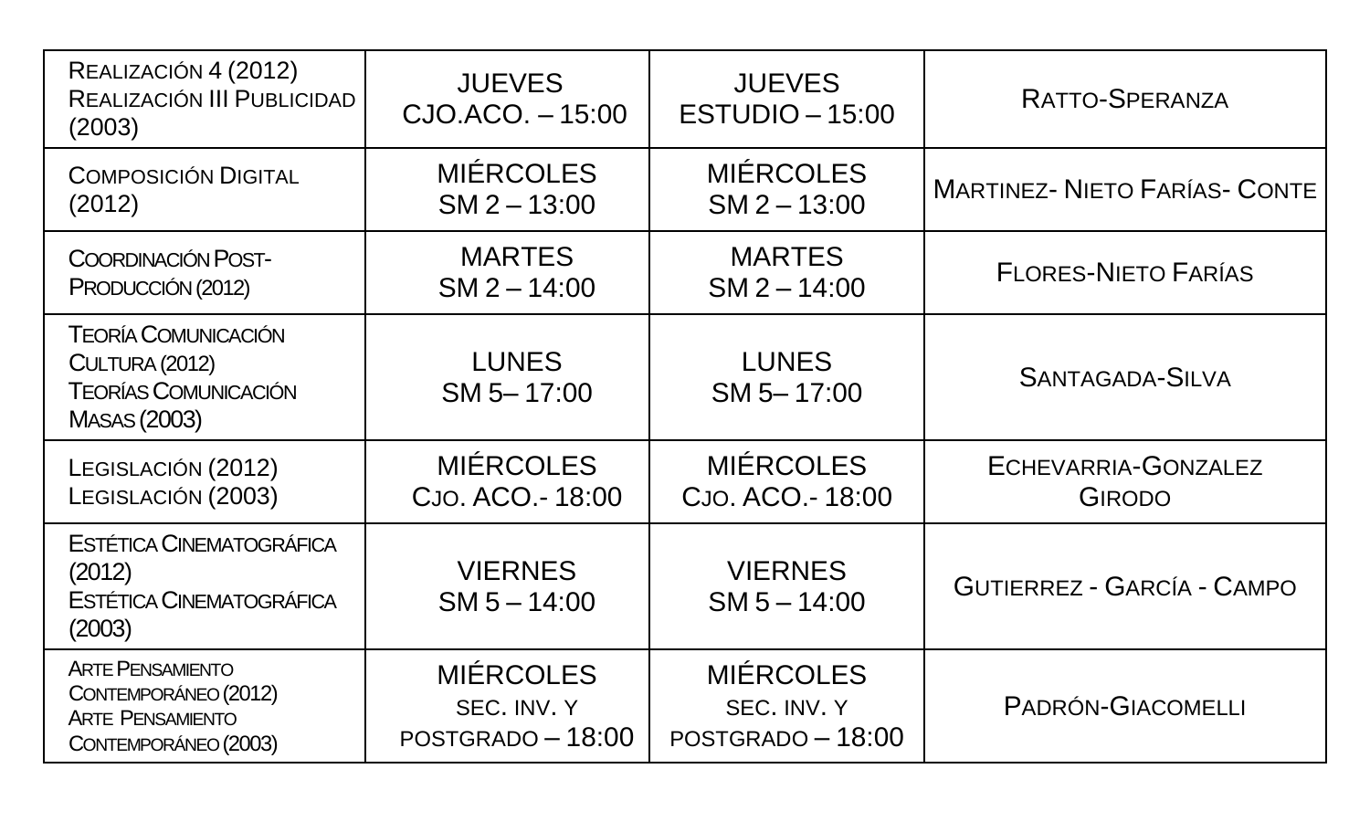| | | | |
|---|---|---|---|
| Realización 4 (2012)<br>Realización III Publicidad (2003) | JUEVES<br>CJO.ACO. – 15:00 | JUEVES<br>ESTUDIO – 15:00 | Ratto-Speranza |
| Composición Digital (2012) | MIÉRCOLES<br>SM 2 – 13:00 | MIÉRCOLES<br>SM 2 – 13:00 | Martinez- Nieto Farías- Conte |
| Coordinación Post-Producción (2012) | MARTES<br>SM 2 – 14:00 | MARTES<br>SM 2 – 14:00 | Flores-Nieto Farías |
| Teoría Comunicación Cultura (2012)<br>Teorías Comunicación Masas (2003) | LUNES<br>SM 5– 17:00 | LUNES<br>SM 5– 17:00 | Santagada-Silva |
| Legislación (2012)<br>Legislación (2003) | MIÉRCOLES<br>Cjo. ACO.- 18:00 | MIÉRCOLES<br>Cjo. ACO.- 18:00 | Echevarria-Gonzalez Girodo |
| Estética Cinematográfica (2012)<br>Estética Cinematográfica (2003) | VIERNES<br>SM 5 – 14:00 | VIERNES<br>SM 5 – 14:00 | Gutierrez - García - Campo |
| Arte Pensamiento Contemporáneo (2012)<br>Arte Pensamiento Contemporáneo (2003) | MIÉRCOLES<br>sec. inv. y postgrado – 18:00 | MIÉRCOLES<br>sec. inv. y postgrado – 18:00 | Padrón-Giacomelli |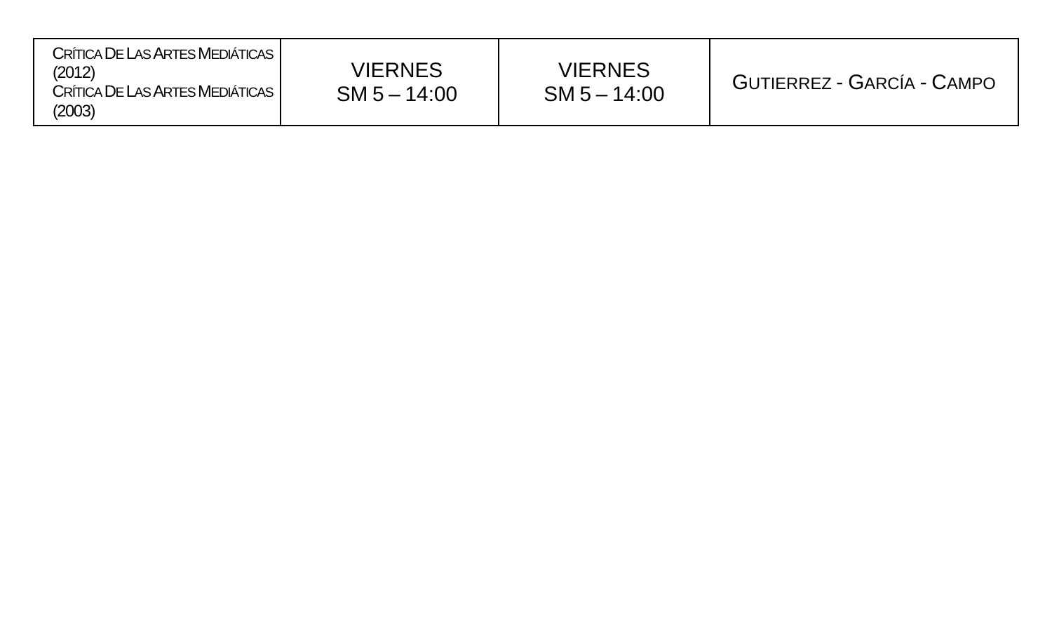| | | | |
|---|---|---|---|
| Crítica De Las Artes Mediáticas (2012)<br>Crítica De Las Artes Mediáticas (2003) | VIERNES<br>SM 5 – 14:00 | VIERNES<br>SM 5 – 14:00 | Gutierrez - García - Campo |